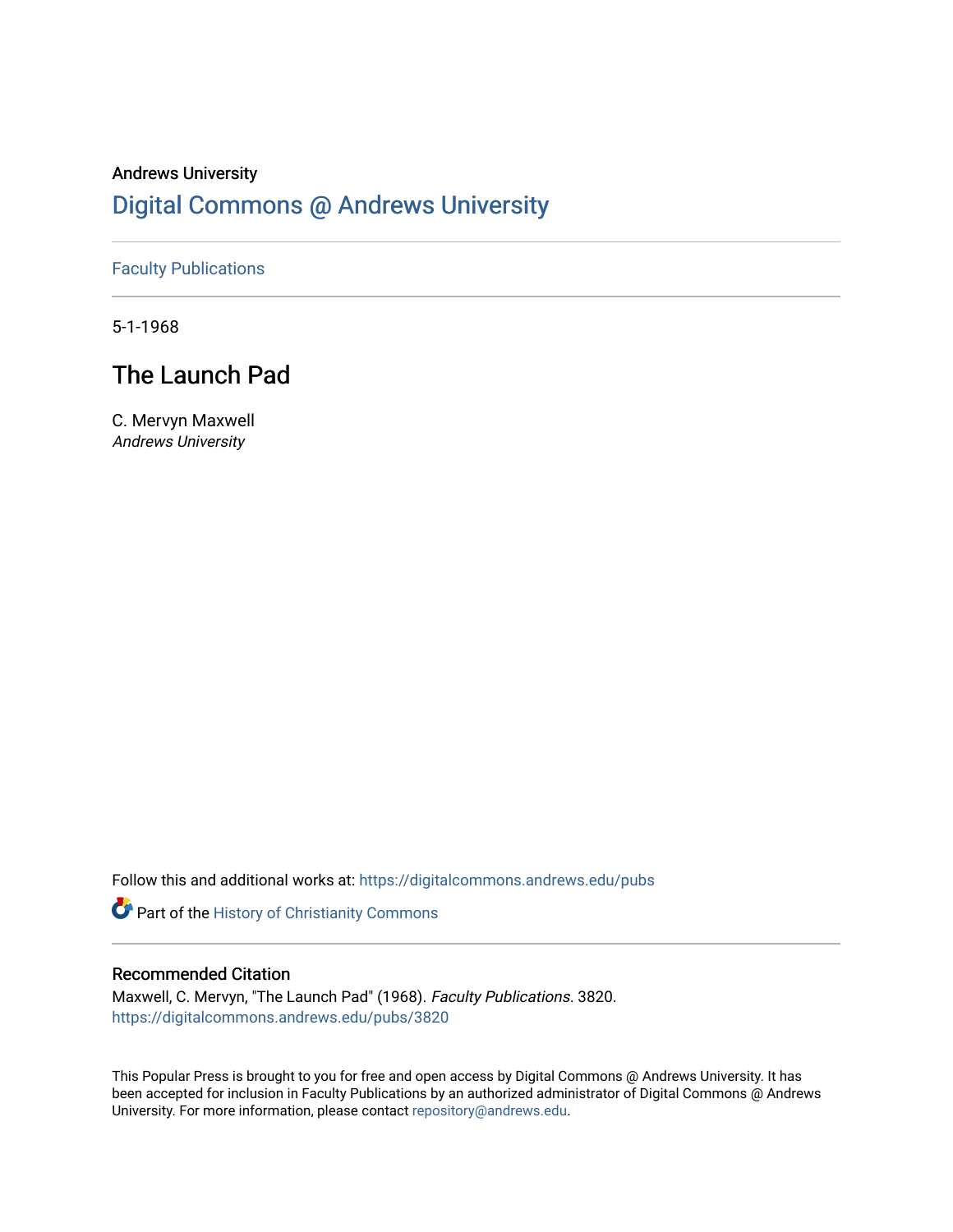Andrews University

# Digital Commons @ Andrews University

Faculty Publications

5-1-1968

## The Launch Pad

C. Mervyn Maxwell
*Andrews University*

Follow this and additional works at: https://digitalcommons.andrews.edu/pubs

Part of the History of Christianity Commons

### Recommended Citation

Maxwell, C. Mervyn, "The Launch Pad" (1968). *Faculty Publications*. 3820.
https://digitalcommons.andrews.edu/pubs/3820

This Popular Press is brought to you for free and open access by Digital Commons @ Andrews University. It has been accepted for inclusion in Faculty Publications by an authorized administrator of Digital Commons @ Andrews University. For more information, please contact repository@andrews.edu.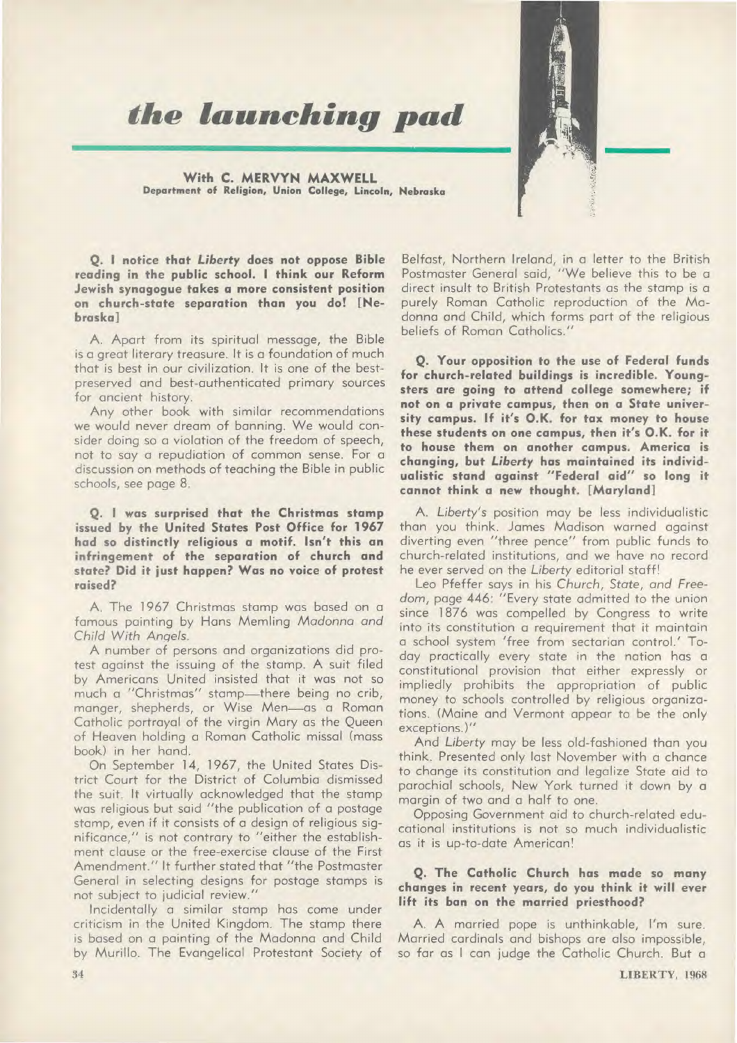# *the launching pad*

**With C. MERVYN MAXWELL**
**Department of Religion, Union College, Lincoln, Nebraska**

**Q. I notice that *Liberty* does not oppose Bible reading in the public school. I think our Reform Jewish synagogue takes a more consistent position on church-state separation than you do! [Nebraska]**

A. Apart from its spiritual message, the Bible is a great literary treasure. It is a foundation of much that is best in our civilization. It is one of the best-preserved and best-authenticated primary sources for ancient history.

Any other book with similar recommendations we would never dream of banning. We would consider doing so a violation of the freedom of speech, not to say a repudiation of common sense. For a discussion on methods of teaching the Bible in public schools, see page 8.

**Q. I was surprised that the Christmas stamp issued by the United States Post Office for 1967 had so distinctly religious a motif. Isn't this an infringement of the separation of church and state? Did it just happen? Was no voice of protest raised?**

A. The 1967 Christmas stamp was based on a famous painting by Hans Memling *Madonna and Child With Angels.*

A number of persons and organizations did protest against the issuing of the stamp. A suit filed by Americans United insisted that it was not so much a "Christmas" stamp—there being no crib, manger, shepherds, or Wise Men—as a Roman Catholic portrayal of the virgin Mary as the Queen of Heaven holding a Roman Catholic missal (mass book) in her hand.

On September 14, 1967, the United States District Court for the District of Columbia dismissed the suit. It virtually acknowledged that the stamp was religious but said "the publication of a postage stamp, even if it consists of a design of religious significance," is not contrary to "either the establishment clause or the free-exercise clause of the First Amendment." It further stated that "the Postmaster General in selecting designs for postage stamps is not subject to judicial review."

Incidentally a similar stamp has come under criticism in the United Kingdom. The stamp there is based on a painting of the Madonna and Child by Murillo. The Evangelical Protestant Society of Belfast, Northern Ireland, in a letter to the British Postmaster General said, "We believe this to be a direct insult to British Protestants as the stamp is a purely Roman Catholic reproduction of the Madonna and Child, which forms part of the religious beliefs of Roman Catholics."

**Q. Your opposition to the use of Federal funds for church-related buildings is incredible. Youngsters are going to attend college somewhere; if not on a private campus, then on a State university campus. If it's O.K. for tax money to house these students on one campus, then it's O.K. for it to house them on another campus. America is changing, but *Liberty* has maintained its individualistic stand against "Federal aid" so long it cannot think a new thought. [Maryland]**

A. *Liberty's* position may be less individualistic than you think. James Madison warned against diverting even "three pence" from public funds to church-related institutions, and we have no record he ever served on the *Liberty* editorial staff!

Leo Pfeffer says in his *Church, State, and Freedom*, page 446: "Every state admitted to the union since 1876 was compelled by Congress to write into its constitution a requirement that it maintain a school system 'free from sectarian control.' Today practically every state in the nation has a constitutional provision that either expressly or impliedly prohibits the appropriation of public money to schools controlled by religious organizations. (Maine and Vermont appear to be the only exceptions.)"

And *Liberty* may be less old-fashioned than you think. Presented only last November with a chance to change its constitution and legalize State aid to parochial schools, New York turned it down by a margin of two and a half to one.

Opposing Government aid to church-related educational institutions is not so much individualistic as it is up-to-date American!

**Q. The Catholic Church has made so many changes in recent years, do you think it will ever lift its ban on the married priesthood?**

A. A married pope is unthinkable, I'm sure. Married cardinals and bishops are also impossible, so far as I can judge the Catholic Church. But a